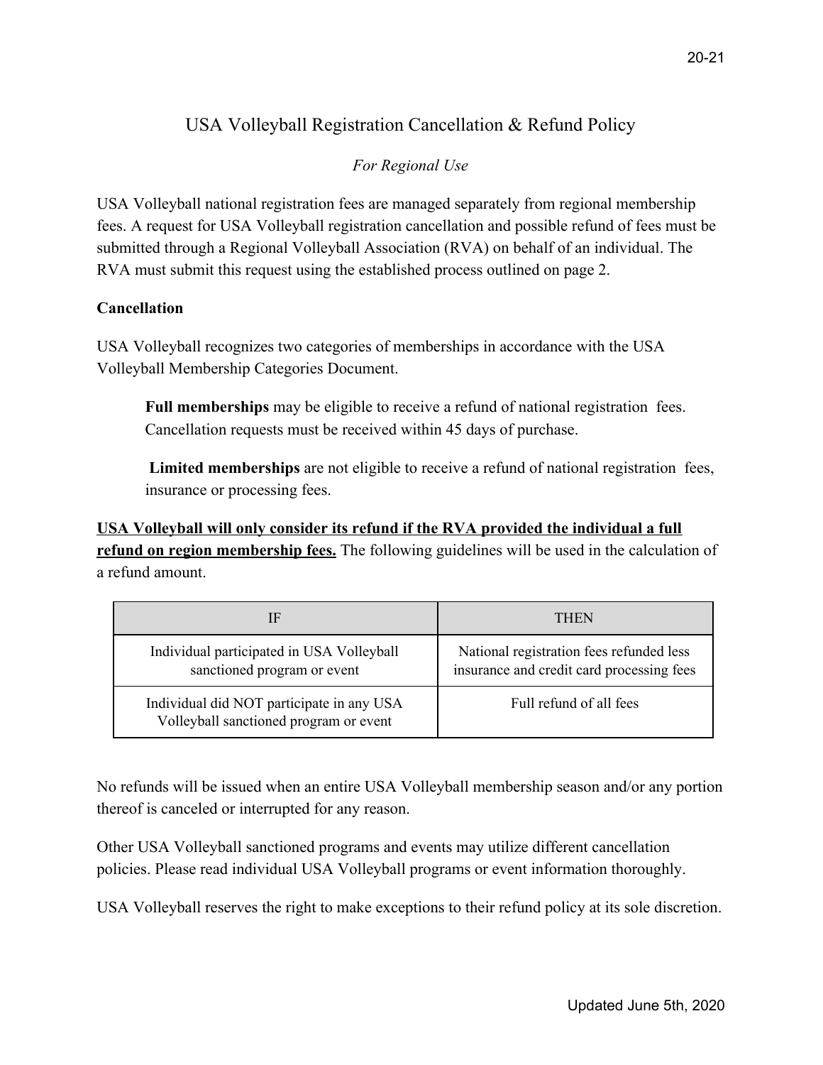# USA Volleyball Registration Cancellation & Refund Policy

*For Regional Use*

USA Volleyball national registration fees are managed separately from regional membership fees. A request for USA Volleyball registration cancellation and possible refund of fees must be submitted through a Regional Volleyball Association (RVA) on behalf of an individual. The RVA must submit this request using the established process outlined on page 2.

**Cancellation**

USA Volleyball recognizes two categories of memberships in accordance with the USA Volleyball Membership Categories Document.

> **Full memberships** may be eligible to receive a refund of national registration fees. Cancellation requests must be received within 45 days of purchase.
>
> **Limited memberships** are not eligible to receive a refund of national registration fees, insurance or processing fees.

**USA Volleyball will only consider its refund if the RVA provided the individual a full refund on region membership fees.** The following guidelines will be used in the calculation of a refund amount.

| IF | THEN |
| --- | --- |
| Individual participated in USA Volleyball sanctioned program or event | National registration fees refunded less insurance and credit card processing fees |
| Individual did NOT participate in any USA Volleyball sanctioned program or event | Full refund of all fees |

No refunds will be issued when an entire USA Volleyball membership season and/or any portion thereof is canceled or interrupted for any reason.

Other USA Volleyball sanctioned programs and events may utilize different cancellation policies. Please read individual USA Volleyball programs or event information thoroughly.

USA Volleyball reserves the right to make exceptions to their refund policy at its sole discretion.

Updated June 5th, 2020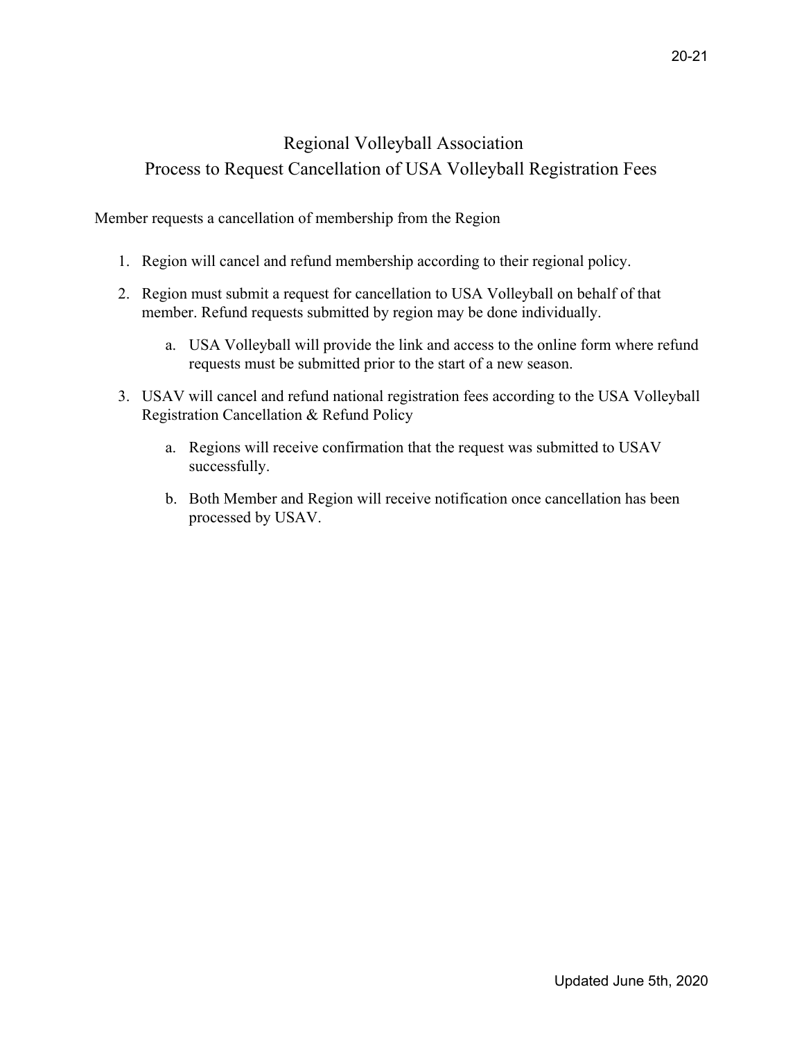# Regional Volleyball Association
## Process to Request Cancellation of USA Volleyball Registration Fees

Member requests a cancellation of membership from the Region

1. Region will cancel and refund membership according to their regional policy.
2. Region must submit a request for cancellation to USA Volleyball on behalf of that member. Refund requests submitted by region may be done individually.
   a. USA Volleyball will provide the link and access to the online form where refund requests must be submitted prior to the start of a new season.
3. USAV will cancel and refund national registration fees according to the USA Volleyball Registration Cancellation & Refund Policy
   a. Regions will receive confirmation that the request was submitted to USAV successfully.
   b. Both Member and Region will receive notification once cancellation has been processed by USAV.

Updated June 5th, 2020